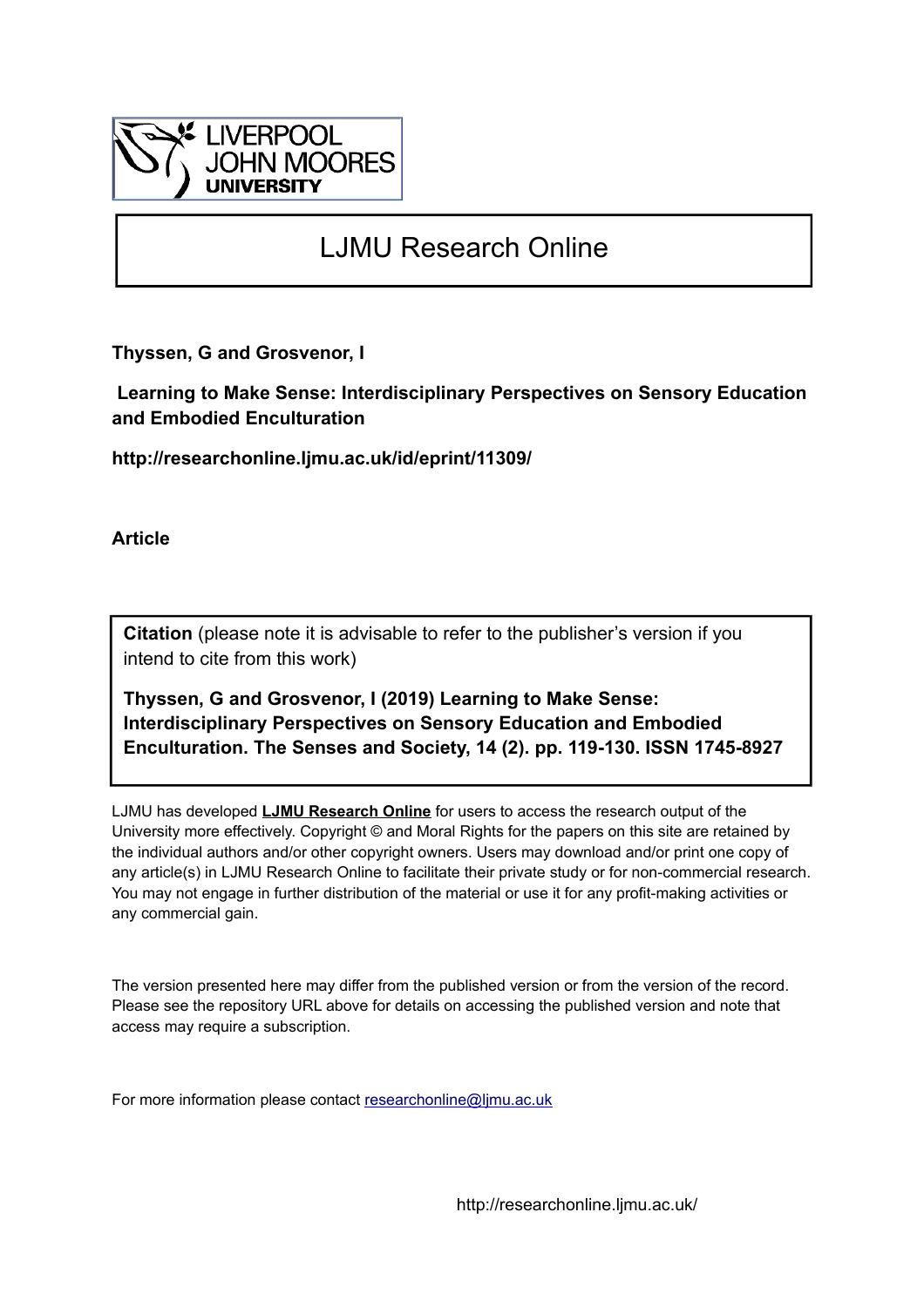LIVERPOOL JOHN MOORES UNIVERSITY

# LJMU Research Online

**Thyssen, G and Grosvenor, I**

**Learning to Make Sense: Interdisciplinary Perspectives on Sensory Education and Embodied Enculturation**

**http://researchonline.ljmu.ac.uk/id/eprint/11309/**

**Article**

**Citation** (please note it is advisable to refer to the publisher's version if you intend to cite from this work)

**Thyssen, G and Grosvenor, I (2019) Learning to Make Sense: Interdisciplinary Perspectives on Sensory Education and Embodied Enculturation. The Senses and Society, 14 (2). pp. 119-130. ISSN 1745-8927**

LJMU has developed **LJMU Research Online** for users to access the research output of the University more effectively. Copyright © and Moral Rights for the papers on this site are retained by the individual authors and/or other copyright owners. Users may download and/or print one copy of any article(s) in LJMU Research Online to facilitate their private study or for non-commercial research. You may not engage in further distribution of the material or use it for any profit-making activities or any commercial gain.

The version presented here may differ from the published version or from the version of the record. Please see the repository URL above for details on accessing the published version and note that access may require a subscription.

For more information please contact researchonline@ljmu.ac.uk

http://researchonline.ljmu.ac.uk/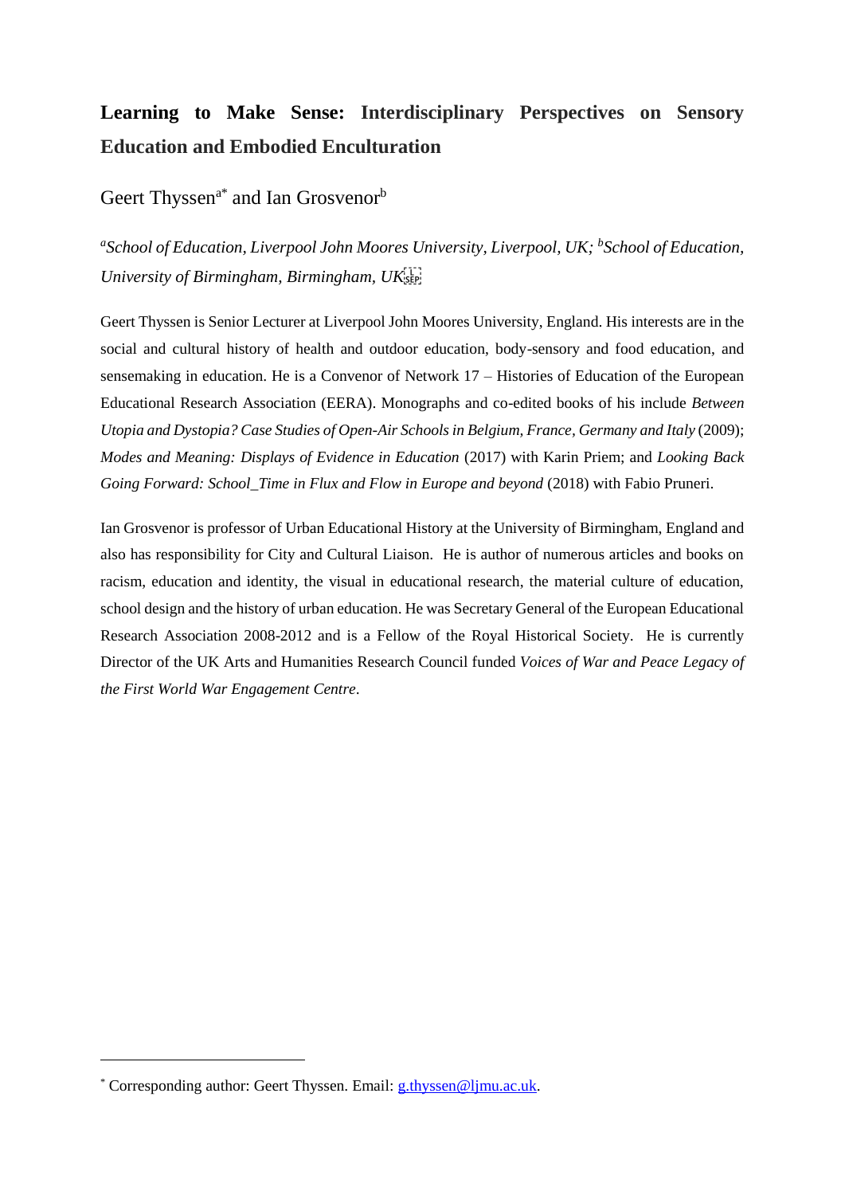# Learning to Make Sense: Interdisciplinary Perspectives on Sensory Education and Embodied Enculturation

Geert Thyssen[a*] and Ian Grosvenor[b]

*[a]School of Education, Liverpool John Moores University, Liverpool, UK; [b]School of Education, University of Birmingham, Birmingham, UK*

Geert Thyssen is Senior Lecturer at Liverpool John Moores University, England. His interests are in the social and cultural history of health and outdoor education, body-sensory and food education, and sensemaking in education. He is a Convenor of Network 17 – Histories of Education of the European Educational Research Association (EERA). Monographs and co-edited books of his include *Between Utopia and Dystopia? Case Studies of Open-Air Schools in Belgium, France, Germany and Italy* (2009); *Modes and Meaning: Displays of Evidence in Education* (2017) with Karin Priem; and *Looking Back Going Forward: School_Time in Flux and Flow in Europe and beyond* (2018) with Fabio Pruneri.

Ian Grosvenor is professor of Urban Educational History at the University of Birmingham, England and also has responsibility for City and Cultural Liaison. He is author of numerous articles and books on racism, education and identity, the visual in educational research, the material culture of education, school design and the history of urban education. He was Secretary General of the European Educational Research Association 2008-2012 and is a Fellow of the Royal Historical Society. He is currently Director of the UK Arts and Humanities Research Council funded *Voices of War and Peace Legacy of the First World War Engagement Centre*.

[*] Corresponding author: Geert Thyssen. Email: g.thyssen@ljmu.ac.uk.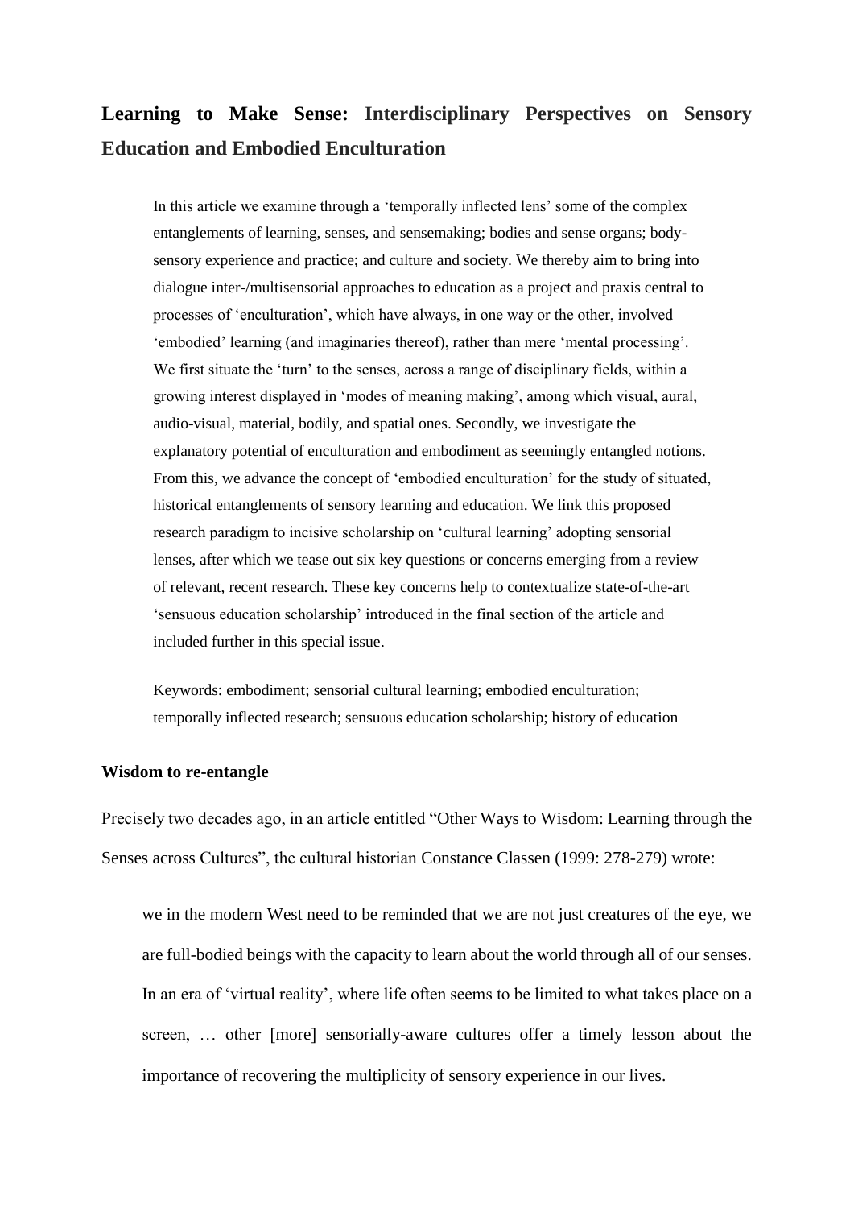# Learning to Make Sense: Interdisciplinary Perspectives on Sensory Education and Embodied Enculturation

> In this article we examine through a 'temporally inflected lens' some of the complex entanglements of learning, senses, and sensemaking; bodies and sense organs; body-sensory experience and practice; and culture and society. We thereby aim to bring into dialogue inter-/multisensorial approaches to education as a project and praxis central to processes of 'enculturation', which have always, in one way or the other, involved 'embodied' learning (and imaginaries thereof), rather than mere 'mental processing'. We first situate the 'turn' to the senses, across a range of disciplinary fields, within a growing interest displayed in 'modes of meaning making', among which visual, aural, audio-visual, material, bodily, and spatial ones. Secondly, we investigate the explanatory potential of enculturation and embodiment as seemingly entangled notions. From this, we advance the concept of 'embodied enculturation' for the study of situated, historical entanglements of sensory learning and education. We link this proposed research paradigm to incisive scholarship on 'cultural learning' adopting sensorial lenses, after which we tease out six key questions or concerns emerging from a review of relevant, recent research. These key concerns help to contextualize state-of-the-art 'sensuous education scholarship' introduced in the final section of the article and included further in this special issue.
>
> Keywords: embodiment; sensorial cultural learning; embodied enculturation; temporally inflected research; sensuous education scholarship; history of education

## Wisdom to re-entangle

Precisely two decades ago, in an article entitled "Other Ways to Wisdom: Learning through the Senses across Cultures", the cultural historian Constance Classen (1999: 278-279) wrote:

> we in the modern West need to be reminded that we are not just creatures of the eye, we are full-bodied beings with the capacity to learn about the world through all of our senses. In an era of 'virtual reality', where life often seems to be limited to what takes place on a screen, … other [more] sensorially-aware cultures offer a timely lesson about the importance of recovering the multiplicity of sensory experience in our lives.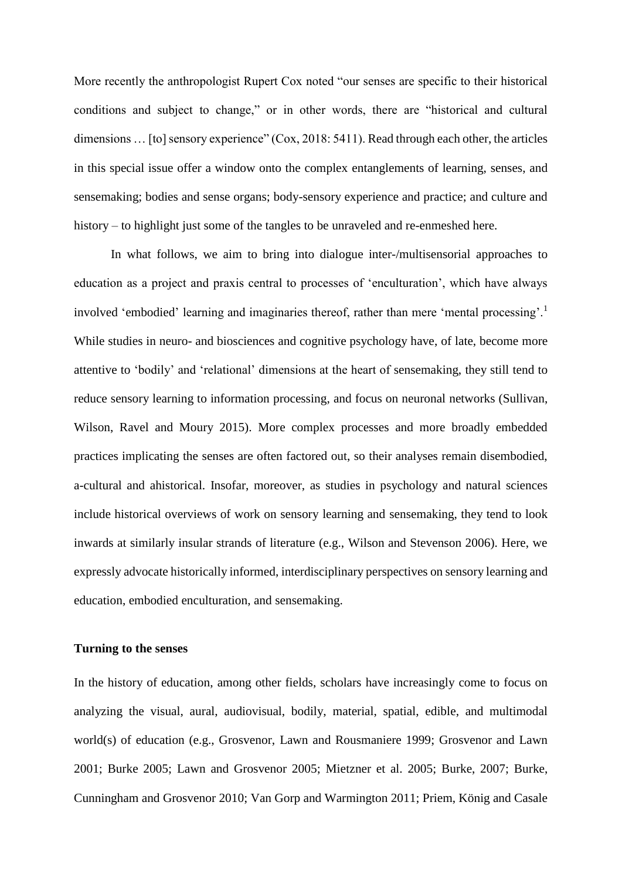More recently the anthropologist Rupert Cox noted "our senses are specific to their historical conditions and subject to change," or in other words, there are "historical and cultural dimensions … [to] sensory experience" (Cox, 2018: 5411). Read through each other, the articles in this special issue offer a window onto the complex entanglements of learning, senses, and sensemaking; bodies and sense organs; body-sensory experience and practice; and culture and history – to highlight just some of the tangles to be unraveled and re-enmeshed here.

In what follows, we aim to bring into dialogue inter-/multisensorial approaches to education as a project and praxis central to processes of 'enculturation', which have always involved 'embodied' learning and imaginaries thereof, rather than mere 'mental processing'.[1] While studies in neuro- and biosciences and cognitive psychology have, of late, become more attentive to 'bodily' and 'relational' dimensions at the heart of sensemaking, they still tend to reduce sensory learning to information processing, and focus on neuronal networks (Sullivan, Wilson, Ravel and Moury 2015). More complex processes and more broadly embedded practices implicating the senses are often factored out, so their analyses remain disembodied, a-cultural and ahistorical. Insofar, moreover, as studies in psychology and natural sciences include historical overviews of work on sensory learning and sensemaking, they tend to look inwards at similarly insular strands of literature (e.g., Wilson and Stevenson 2006). Here, we expressly advocate historically informed, interdisciplinary perspectives on sensory learning and education, embodied enculturation, and sensemaking.

## Turning to the senses

In the history of education, among other fields, scholars have increasingly come to focus on analyzing the visual, aural, audiovisual, bodily, material, spatial, edible, and multimodal world(s) of education (e.g., Grosvenor, Lawn and Rousmaniere 1999; Grosvenor and Lawn 2001; Burke 2005; Lawn and Grosvenor 2005; Mietzner et al. 2005; Burke, 2007; Burke, Cunningham and Grosvenor 2010; Van Gorp and Warmington 2011; Priem, König and Casale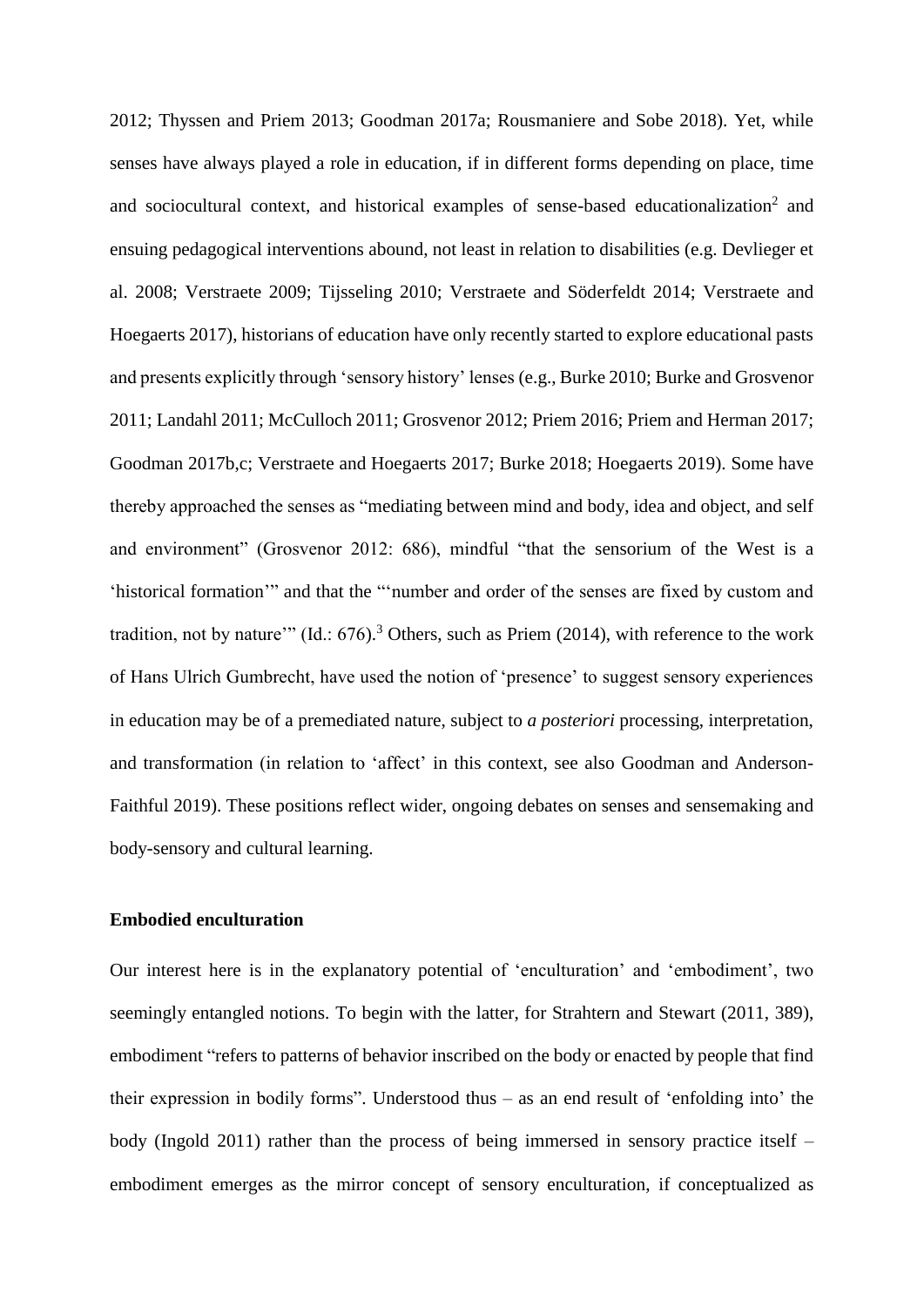2012; Thyssen and Priem 2013; Goodman 2017a; Rousmaniere and Sobe 2018). Yet, while senses have always played a role in education, if in different forms depending on place, time and sociocultural context, and historical examples of sense-based educationalization[2] and ensuing pedagogical interventions abound, not least in relation to disabilities (e.g. Devlieger et al. 2008; Verstraete 2009; Tijsseling 2010; Verstraete and Söderfeldt 2014; Verstraete and Hoegaerts 2017), historians of education have only recently started to explore educational pasts and presents explicitly through 'sensory history' lenses (e.g., Burke 2010; Burke and Grosvenor 2011; Landahl 2011; McCulloch 2011; Grosvenor 2012; Priem 2016; Priem and Herman 2017; Goodman 2017b,c; Verstraete and Hoegaerts 2017; Burke 2018; Hoegaerts 2019). Some have thereby approached the senses as "mediating between mind and body, idea and object, and self and environment" (Grosvenor 2012: 686), mindful "that the sensorium of the West is a 'historical formation'" and that the "'number and order of the senses are fixed by custom and tradition, not by nature'" (Id.: 676).[3] Others, such as Priem (2014), with reference to the work of Hans Ulrich Gumbrecht, have used the notion of 'presence' to suggest sensory experiences in education may be of a premediated nature, subject to *a posteriori* processing, interpretation, and transformation (in relation to 'affect' in this context, see also Goodman and Anderson-Faithful 2019). These positions reflect wider, ongoing debates on senses and sensemaking and body-sensory and cultural learning.

**Embodied enculturation**

Our interest here is in the explanatory potential of 'enculturation' and 'embodiment', two seemingly entangled notions. To begin with the latter, for Strahtern and Stewart (2011, 389), embodiment "refers to patterns of behavior inscribed on the body or enacted by people that find their expression in bodily forms". Understood thus – as an end result of 'enfolding into' the body (Ingold 2011) rather than the process of being immersed in sensory practice itself – embodiment emerges as the mirror concept of sensory enculturation, if conceptualized as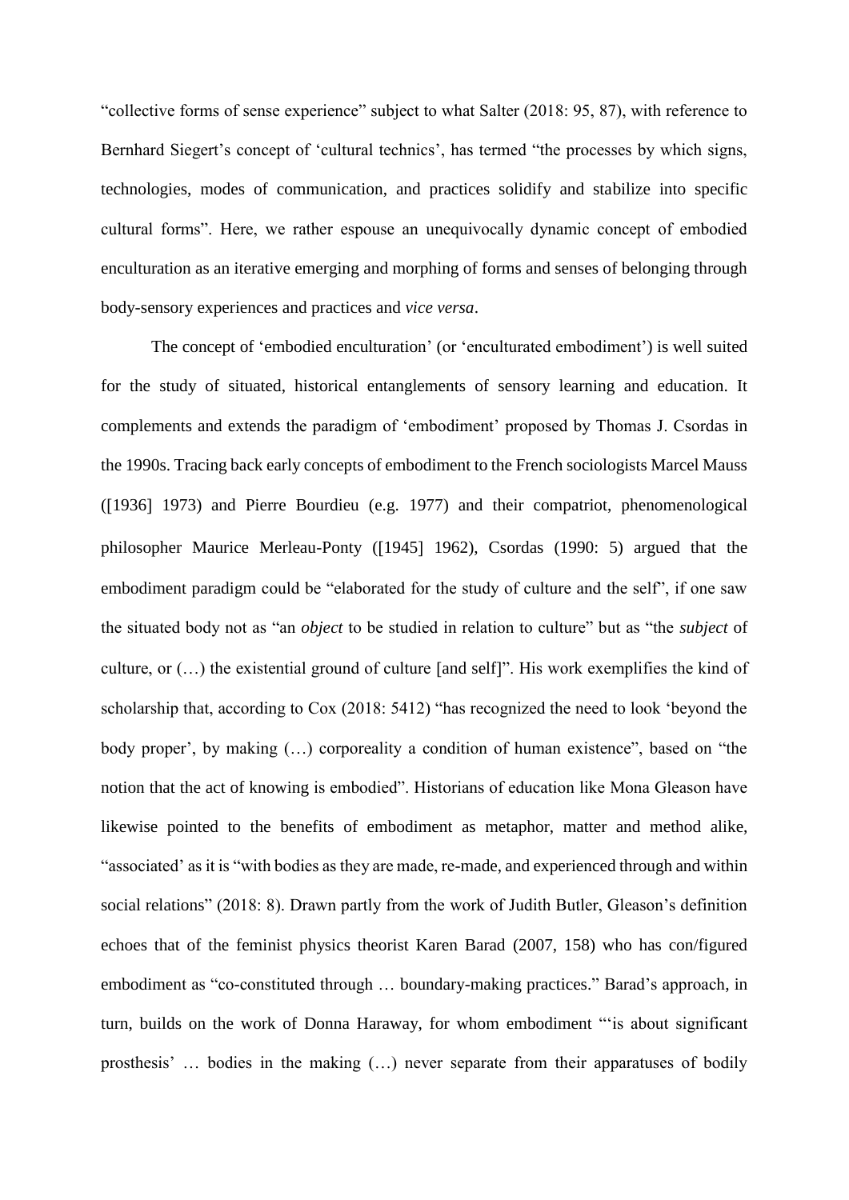"collective forms of sense experience" subject to what Salter (2018: 95, 87), with reference to Bernhard Siegert's concept of 'cultural technics', has termed "the processes by which signs, technologies, modes of communication, and practices solidify and stabilize into specific cultural forms". Here, we rather espouse an unequivocally dynamic concept of embodied enculturation as an iterative emerging and morphing of forms and senses of belonging through body-sensory experiences and practices and *vice versa*.

The concept of 'embodied enculturation' (or 'enculturated embodiment') is well suited for the study of situated, historical entanglements of sensory learning and education. It complements and extends the paradigm of 'embodiment' proposed by Thomas J. Csordas in the 1990s. Tracing back early concepts of embodiment to the French sociologists Marcel Mauss ([1936] 1973) and Pierre Bourdieu (e.g. 1977) and their compatriot, phenomenological philosopher Maurice Merleau-Ponty ([1945] 1962), Csordas (1990: 5) argued that the embodiment paradigm could be "elaborated for the study of culture and the self", if one saw the situated body not as "an *object* to be studied in relation to culture" but as "the *subject* of culture, or (…) the existential ground of culture [and self]". His work exemplifies the kind of scholarship that, according to Cox (2018: 5412) "has recognized the need to look 'beyond the body proper', by making (…) corporeality a condition of human existence", based on "the notion that the act of knowing is embodied". Historians of education like Mona Gleason have likewise pointed to the benefits of embodiment as metaphor, matter and method alike, "associated' as it is "with bodies as they are made, re-made, and experienced through and within social relations" (2018: 8). Drawn partly from the work of Judith Butler, Gleason's definition echoes that of the feminist physics theorist Karen Barad (2007, 158) who has con/figured embodiment as "co-constituted through … boundary-making practices." Barad's approach, in turn, builds on the work of Donna Haraway, for whom embodiment "'is about significant prosthesis' … bodies in the making (…) never separate from their apparatuses of bodily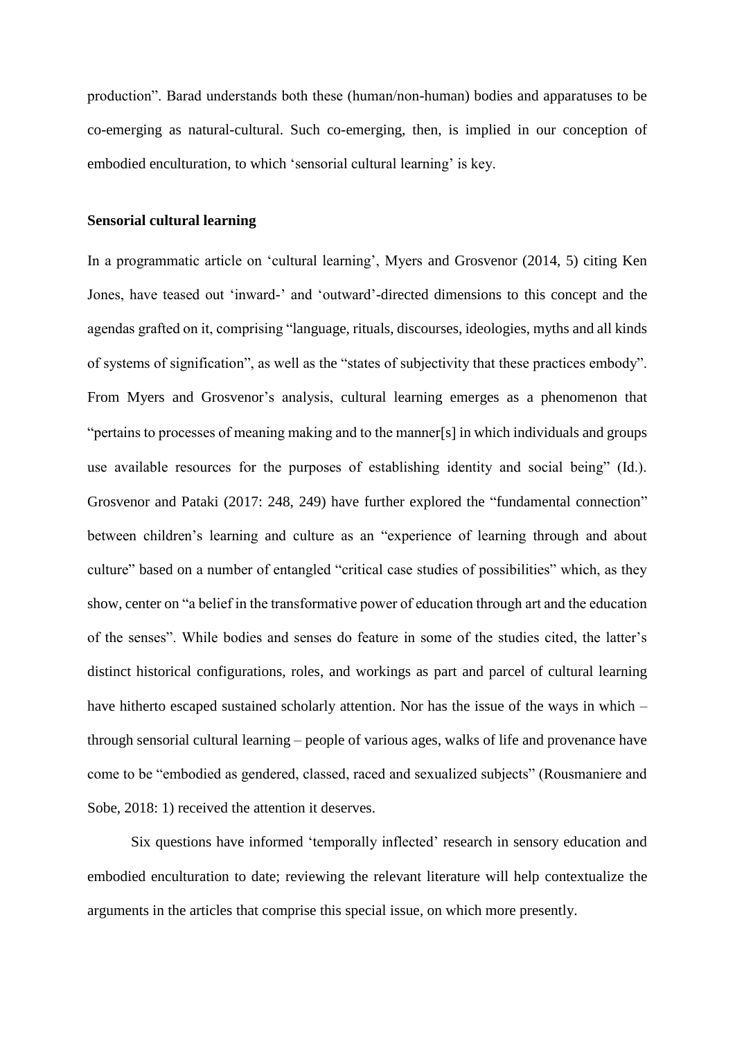production". Barad understands both these (human/non-human) bodies and apparatuses to be co-emerging as natural-cultural. Such co-emerging, then, is implied in our conception of embodied enculturation, to which 'sensorial cultural learning' is key.

**Sensorial cultural learning**

In a programmatic article on 'cultural learning', Myers and Grosvenor (2014, 5) citing Ken Jones, have teased out 'inward-' and 'outward'-directed dimensions to this concept and the agendas grafted on it, comprising "language, rituals, discourses, ideologies, myths and all kinds of systems of signification", as well as the "states of subjectivity that these practices embody". From Myers and Grosvenor's analysis, cultural learning emerges as a phenomenon that "pertains to processes of meaning making and to the manner[s] in which individuals and groups use available resources for the purposes of establishing identity and social being" (Id.). Grosvenor and Pataki (2017: 248, 249) have further explored the "fundamental connection" between children's learning and culture as an "experience of learning through and about culture" based on a number of entangled "critical case studies of possibilities" which, as they show, center on "a belief in the transformative power of education through art and the education of the senses". While bodies and senses do feature in some of the studies cited, the latter's distinct historical configurations, roles, and workings as part and parcel of cultural learning have hitherto escaped sustained scholarly attention. Nor has the issue of the ways in which – through sensorial cultural learning – people of various ages, walks of life and provenance have come to be "embodied as gendered, classed, raced and sexualized subjects" (Rousmaniere and Sobe, 2018: 1) received the attention it deserves.

Six questions have informed 'temporally inflected' research in sensory education and embodied enculturation to date; reviewing the relevant literature will help contextualize the arguments in the articles that comprise this special issue, on which more presently.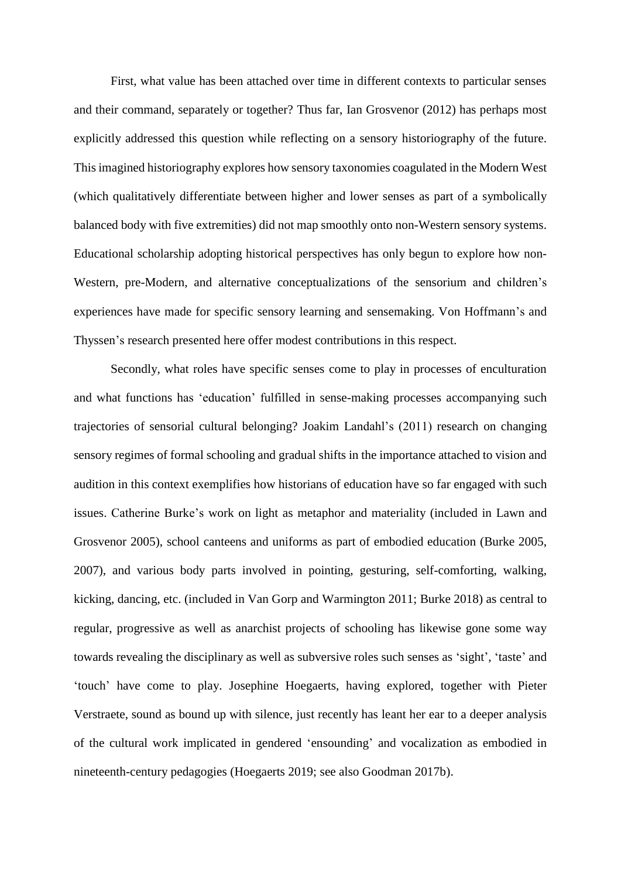First, what value has been attached over time in different contexts to particular senses and their command, separately or together? Thus far, Ian Grosvenor (2012) has perhaps most explicitly addressed this question while reflecting on a sensory historiography of the future. This imagined historiography explores how sensory taxonomies coagulated in the Modern West (which qualitatively differentiate between higher and lower senses as part of a symbolically balanced body with five extremities) did not map smoothly onto non-Western sensory systems. Educational scholarship adopting historical perspectives has only begun to explore how non-Western, pre-Modern, and alternative conceptualizations of the sensorium and children's experiences have made for specific sensory learning and sensemaking. Von Hoffmann's and Thyssen's research presented here offer modest contributions in this respect.

Secondly, what roles have specific senses come to play in processes of enculturation and what functions has 'education' fulfilled in sense-making processes accompanying such trajectories of sensorial cultural belonging? Joakim Landahl's (2011) research on changing sensory regimes of formal schooling and gradual shifts in the importance attached to vision and audition in this context exemplifies how historians of education have so far engaged with such issues. Catherine Burke's work on light as metaphor and materiality (included in Lawn and Grosvenor 2005), school canteens and uniforms as part of embodied education (Burke 2005, 2007), and various body parts involved in pointing, gesturing, self-comforting, walking, kicking, dancing, etc. (included in Van Gorp and Warmington 2011; Burke 2018) as central to regular, progressive as well as anarchist projects of schooling has likewise gone some way towards revealing the disciplinary as well as subversive roles such senses as 'sight', 'taste' and 'touch' have come to play. Josephine Hoegaerts, having explored, together with Pieter Verstraete, sound as bound up with silence, just recently has leant her ear to a deeper analysis of the cultural work implicated in gendered 'ensounding' and vocalization as embodied in nineteenth-century pedagogies (Hoegaerts 2019; see also Goodman 2017b).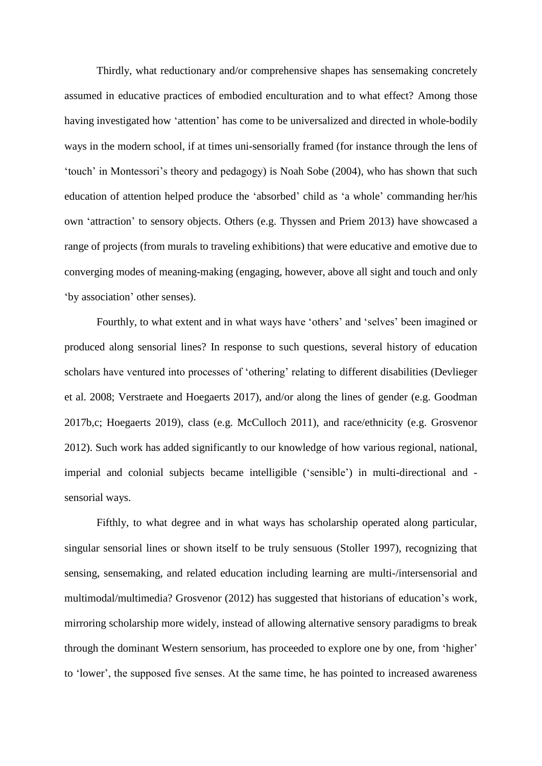Thirdly, what reductionary and/or comprehensive shapes has sensemaking concretely assumed in educative practices of embodied enculturation and to what effect? Among those having investigated how 'attention' has come to be universalized and directed in whole-bodily ways in the modern school, if at times uni-sensorially framed (for instance through the lens of 'touch' in Montessori's theory and pedagogy) is Noah Sobe (2004), who has shown that such education of attention helped produce the 'absorbed' child as 'a whole' commanding her/his own 'attraction' to sensory objects. Others (e.g. Thyssen and Priem 2013) have showcased a range of projects (from murals to traveling exhibitions) that were educative and emotive due to converging modes of meaning-making (engaging, however, above all sight and touch and only 'by association' other senses).

Fourthly, to what extent and in what ways have 'others' and 'selves' been imagined or produced along sensorial lines? In response to such questions, several history of education scholars have ventured into processes of 'othering' relating to different disabilities (Devlieger et al. 2008; Verstraete and Hoegaerts 2017), and/or along the lines of gender (e.g. Goodman 2017b,c; Hoegaerts 2019), class (e.g. McCulloch 2011), and race/ethnicity (e.g. Grosvenor 2012). Such work has added significantly to our knowledge of how various regional, national, imperial and colonial subjects became intelligible ('sensible') in multi-directional and -sensorial ways.

Fifthly, to what degree and in what ways has scholarship operated along particular, singular sensorial lines or shown itself to be truly sensuous (Stoller 1997), recognizing that sensing, sensemaking, and related education including learning are multi-/intersensorial and multimodal/multimedia? Grosvenor (2012) has suggested that historians of education's work, mirroring scholarship more widely, instead of allowing alternative sensory paradigms to break through the dominant Western sensorium, has proceeded to explore one by one, from 'higher' to 'lower', the supposed five senses. At the same time, he has pointed to increased awareness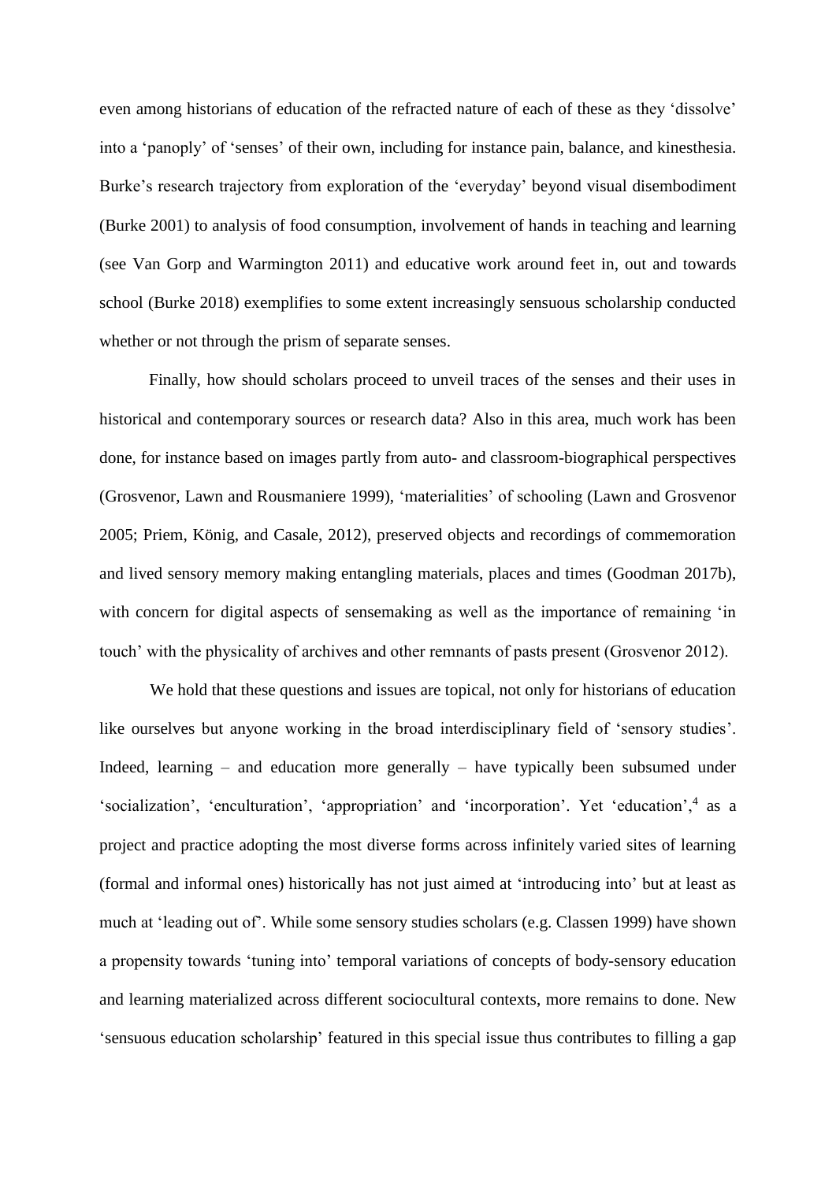even among historians of education of the refracted nature of each of these as they 'dissolve' into a 'panoply' of 'senses' of their own, including for instance pain, balance, and kinesthesia. Burke's research trajectory from exploration of the 'everyday' beyond visual disembodiment (Burke 2001) to analysis of food consumption, involvement of hands in teaching and learning (see Van Gorp and Warmington 2011) and educative work around feet in, out and towards school (Burke 2018) exemplifies to some extent increasingly sensuous scholarship conducted whether or not through the prism of separate senses.

Finally, how should scholars proceed to unveil traces of the senses and their uses in historical and contemporary sources or research data? Also in this area, much work has been done, for instance based on images partly from auto- and classroom-biographical perspectives (Grosvenor, Lawn and Rousmaniere 1999), 'materialities' of schooling (Lawn and Grosvenor 2005; Priem, König, and Casale, 2012), preserved objects and recordings of commemoration and lived sensory memory making entangling materials, places and times (Goodman 2017b), with concern for digital aspects of sensemaking as well as the importance of remaining 'in touch' with the physicality of archives and other remnants of pasts present (Grosvenor 2012).

We hold that these questions and issues are topical, not only for historians of education like ourselves but anyone working in the broad interdisciplinary field of 'sensory studies'. Indeed, learning – and education more generally – have typically been subsumed under 'socialization', 'enculturation', 'appropriation' and 'incorporation'. Yet 'education',[4] as a project and practice adopting the most diverse forms across infinitely varied sites of learning (formal and informal ones) historically has not just aimed at 'introducing into' but at least as much at 'leading out of'. While some sensory studies scholars (e.g. Classen 1999) have shown a propensity towards 'tuning into' temporal variations of concepts of body-sensory education and learning materialized across different sociocultural contexts, more remains to done. New 'sensuous education scholarship' featured in this special issue thus contributes to filling a gap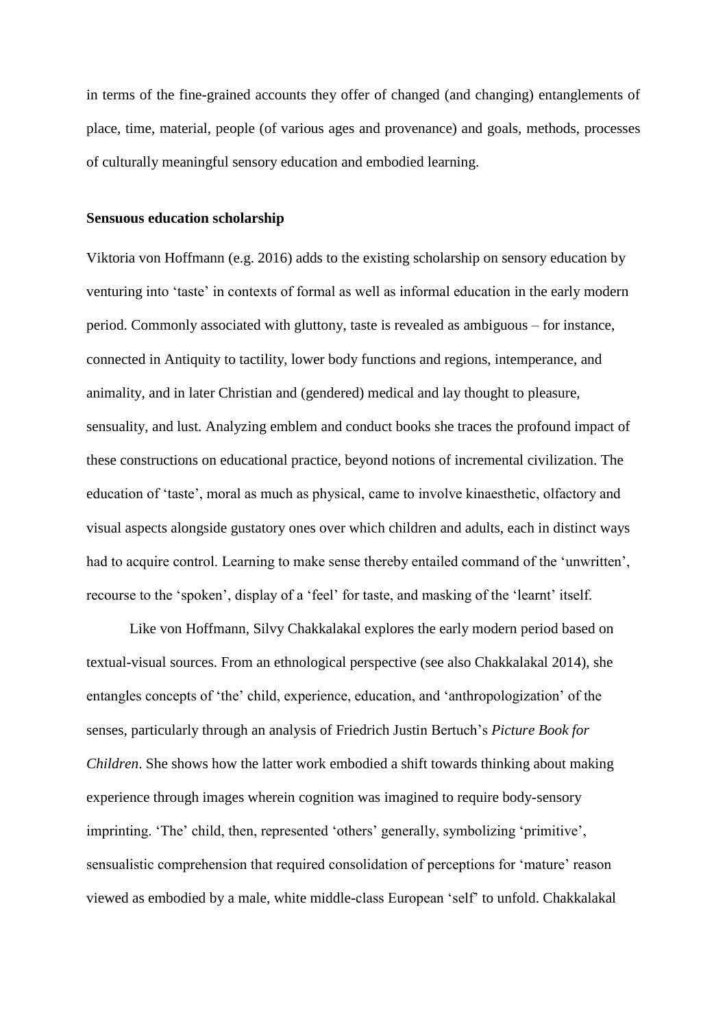in terms of the fine-grained accounts they offer of changed (and changing) entanglements of place, time, material, people (of various ages and provenance) and goals, methods, processes of culturally meaningful sensory education and embodied learning.

**Sensuous education scholarship**

Viktoria von Hoffmann (e.g. 2016) adds to the existing scholarship on sensory education by venturing into 'taste' in contexts of formal as well as informal education in the early modern period. Commonly associated with gluttony, taste is revealed as ambiguous – for instance, connected in Antiquity to tactility, lower body functions and regions, intemperance, and animality, and in later Christian and (gendered) medical and lay thought to pleasure, sensuality, and lust. Analyzing emblem and conduct books she traces the profound impact of these constructions on educational practice, beyond notions of incremental civilization. The education of 'taste', moral as much as physical, came to involve kinaesthetic, olfactory and visual aspects alongside gustatory ones over which children and adults, each in distinct ways had to acquire control. Learning to make sense thereby entailed command of the 'unwritten', recourse to the 'spoken', display of a 'feel' for taste, and masking of the 'learnt' itself.

Like von Hoffmann, Silvy Chakkalakal explores the early modern period based on textual-visual sources. From an ethnological perspective (see also Chakkalakal 2014), she entangles concepts of 'the' child, experience, education, and 'anthropologization' of the senses, particularly through an analysis of Friedrich Justin Bertuch's *Picture Book for Children*. She shows how the latter work embodied a shift towards thinking about making experience through images wherein cognition was imagined to require body-sensory imprinting. 'The' child, then, represented 'others' generally, symbolizing 'primitive', sensualistic comprehension that required consolidation of perceptions for 'mature' reason viewed as embodied by a male, white middle-class European 'self' to unfold. Chakkalakal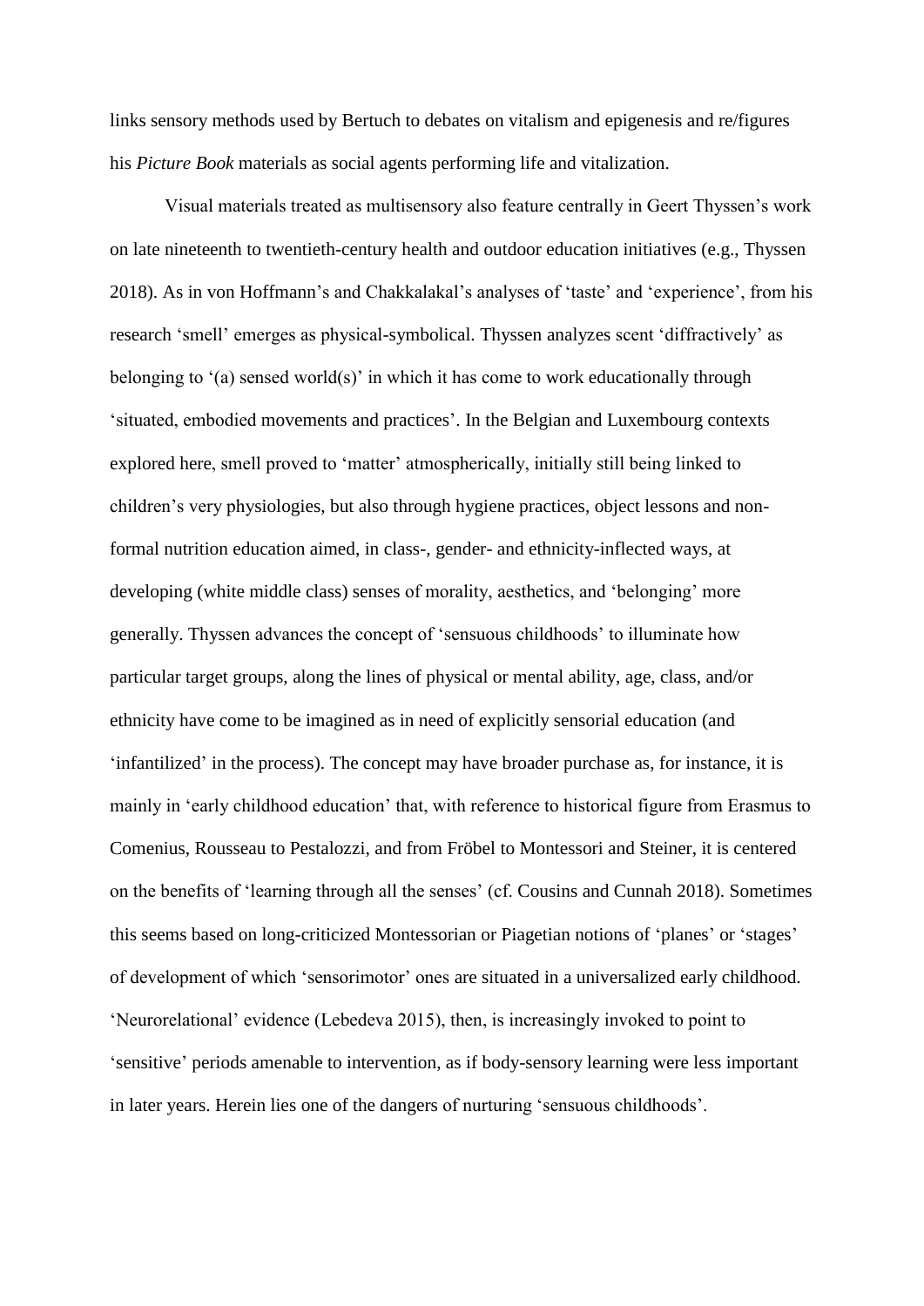links sensory methods used by Bertuch to debates on vitalism and epigenesis and re/figures his *Picture Book* materials as social agents performing life and vitalization.

Visual materials treated as multisensory also feature centrally in Geert Thyssen's work on late nineteenth to twentieth-century health and outdoor education initiatives (e.g., Thyssen 2018). As in von Hoffmann's and Chakkalakal's analyses of 'taste' and 'experience', from his research 'smell' emerges as physical-symbolical. Thyssen analyzes scent 'diffractively' as belonging to '(a) sensed world(s)' in which it has come to work educationally through 'situated, embodied movements and practices'. In the Belgian and Luxembourg contexts explored here, smell proved to 'matter' atmospherically, initially still being linked to children's very physiologies, but also through hygiene practices, object lessons and non-formal nutrition education aimed, in class-, gender- and ethnicity-inflected ways, at developing (white middle class) senses of morality, aesthetics, and 'belonging' more generally. Thyssen advances the concept of 'sensuous childhoods' to illuminate how particular target groups, along the lines of physical or mental ability, age, class, and/or ethnicity have come to be imagined as in need of explicitly sensorial education (and 'infantilized' in the process). The concept may have broader purchase as, for instance, it is mainly in 'early childhood education' that, with reference to historical figure from Erasmus to Comenius, Rousseau to Pestalozzi, and from Fröbel to Montessori and Steiner, it is centered on the benefits of 'learning through all the senses' (cf. Cousins and Cunnah 2018). Sometimes this seems based on long-criticized Montessorian or Piagetian notions of 'planes' or 'stages' of development of which 'sensorimotor' ones are situated in a universalized early childhood. 'Neurorelational' evidence (Lebedeva 2015), then, is increasingly invoked to point to 'sensitive' periods amenable to intervention, as if body-sensory learning were less important in later years. Herein lies one of the dangers of nurturing 'sensuous childhoods'.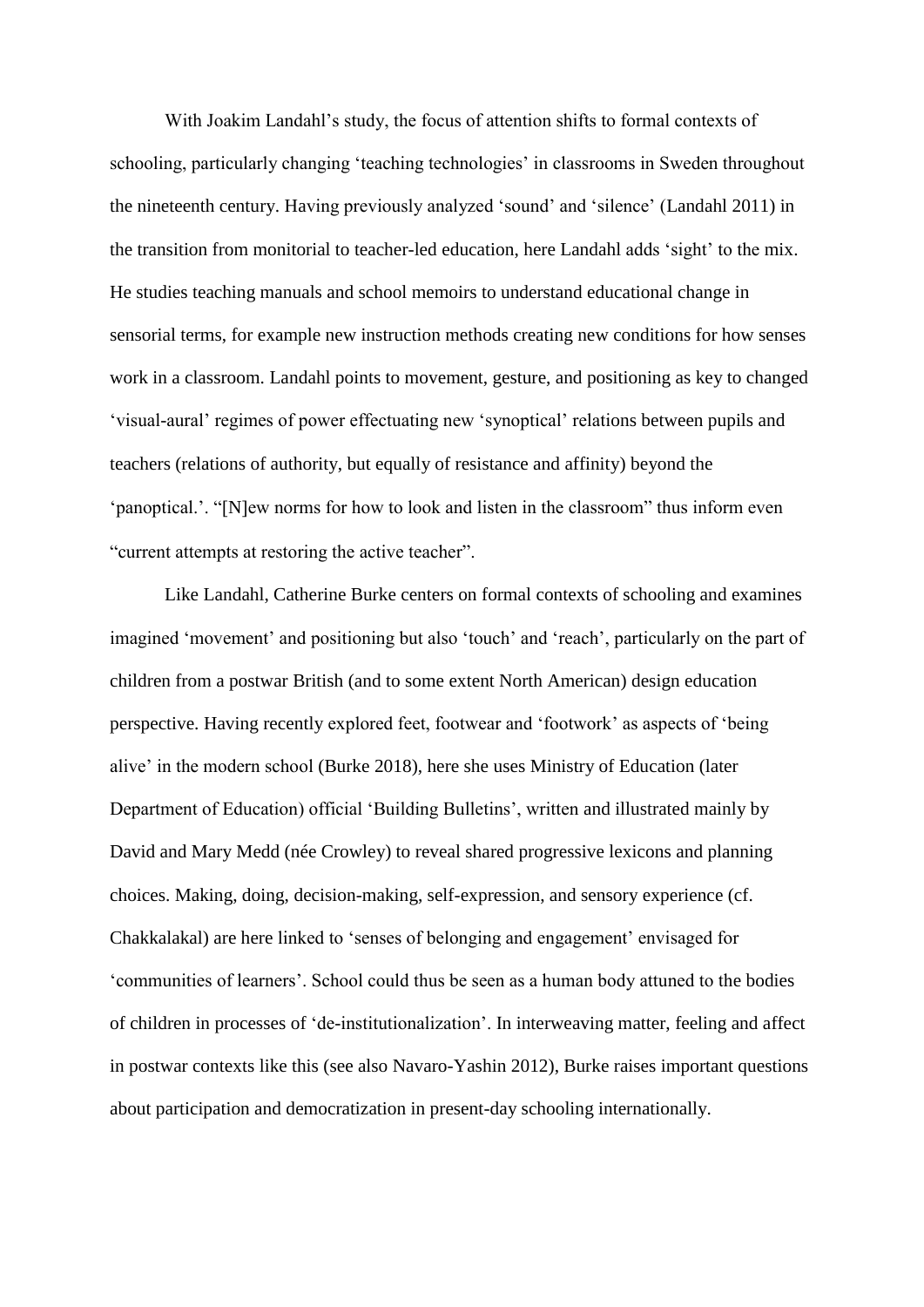With Joakim Landahl's study, the focus of attention shifts to formal contexts of schooling, particularly changing 'teaching technologies' in classrooms in Sweden throughout the nineteenth century. Having previously analyzed 'sound' and 'silence' (Landahl 2011) in the transition from monitorial to teacher-led education, here Landahl adds 'sight' to the mix. He studies teaching manuals and school memoirs to understand educational change in sensorial terms, for example new instruction methods creating new conditions for how senses work in a classroom. Landahl points to movement, gesture, and positioning as key to changed 'visual-aural' regimes of power effectuating new 'synoptical' relations between pupils and teachers (relations of authority, but equally of resistance and affinity) beyond the 'panoptical.'. "[N]ew norms for how to look and listen in the classroom" thus inform even "current attempts at restoring the active teacher".

Like Landahl, Catherine Burke centers on formal contexts of schooling and examines imagined 'movement' and positioning but also 'touch' and 'reach', particularly on the part of children from a postwar British (and to some extent North American) design education perspective. Having recently explored feet, footwear and 'footwork' as aspects of 'being alive' in the modern school (Burke 2018), here she uses Ministry of Education (later Department of Education) official 'Building Bulletins', written and illustrated mainly by David and Mary Medd (née Crowley) to reveal shared progressive lexicons and planning choices. Making, doing, decision-making, self-expression, and sensory experience (cf. Chakkalakal) are here linked to 'senses of belonging and engagement' envisaged for 'communities of learners'. School could thus be seen as a human body attuned to the bodies of children in processes of 'de-institutionalization'. In interweaving matter, feeling and affect in postwar contexts like this (see also Navaro-Yashin 2012), Burke raises important questions about participation and democratization in present-day schooling internationally.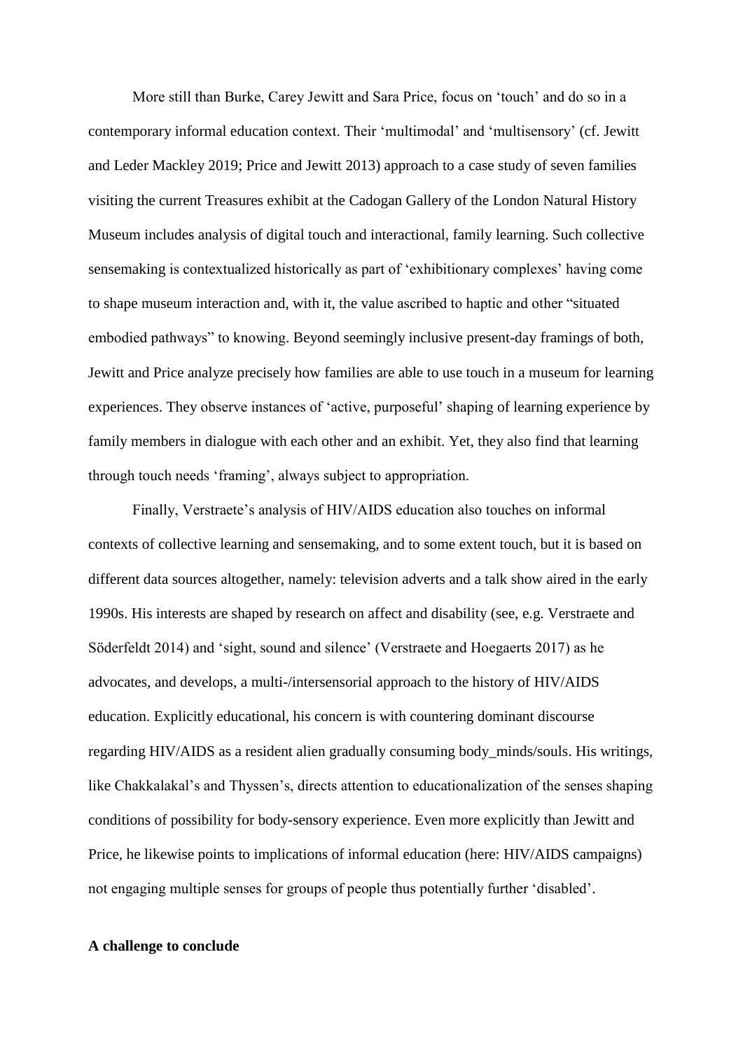More still than Burke, Carey Jewitt and Sara Price, focus on 'touch' and do so in a contemporary informal education context. Their 'multimodal' and 'multisensory' (cf. Jewitt and Leder Mackley 2019; Price and Jewitt 2013) approach to a case study of seven families visiting the current Treasures exhibit at the Cadogan Gallery of the London Natural History Museum includes analysis of digital touch and interactional, family learning. Such collective sensemaking is contextualized historically as part of 'exhibitionary complexes' having come to shape museum interaction and, with it, the value ascribed to haptic and other "situated embodied pathways" to knowing. Beyond seemingly inclusive present-day framings of both, Jewitt and Price analyze precisely how families are able to use touch in a museum for learning experiences. They observe instances of 'active, purposeful' shaping of learning experience by family members in dialogue with each other and an exhibit. Yet, they also find that learning through touch needs 'framing', always subject to appropriation.

Finally, Verstraete's analysis of HIV/AIDS education also touches on informal contexts of collective learning and sensemaking, and to some extent touch, but it is based on different data sources altogether, namely: television adverts and a talk show aired in the early 1990s. His interests are shaped by research on affect and disability (see, e.g. Verstraete and Söderfeldt 2014) and 'sight, sound and silence' (Verstraete and Hoegaerts 2017) as he advocates, and develops, a multi-/intersensorial approach to the history of HIV/AIDS education. Explicitly educational, his concern is with countering dominant discourse regarding HIV/AIDS as a resident alien gradually consuming body_minds/souls. His writings, like Chakkalakal's and Thyssen's, directs attention to educationalization of the senses shaping conditions of possibility for body-sensory experience. Even more explicitly than Jewitt and Price, he likewise points to implications of informal education (here: HIV/AIDS campaigns) not engaging multiple senses for groups of people thus potentially further 'disabled'.

**A challenge to conclude**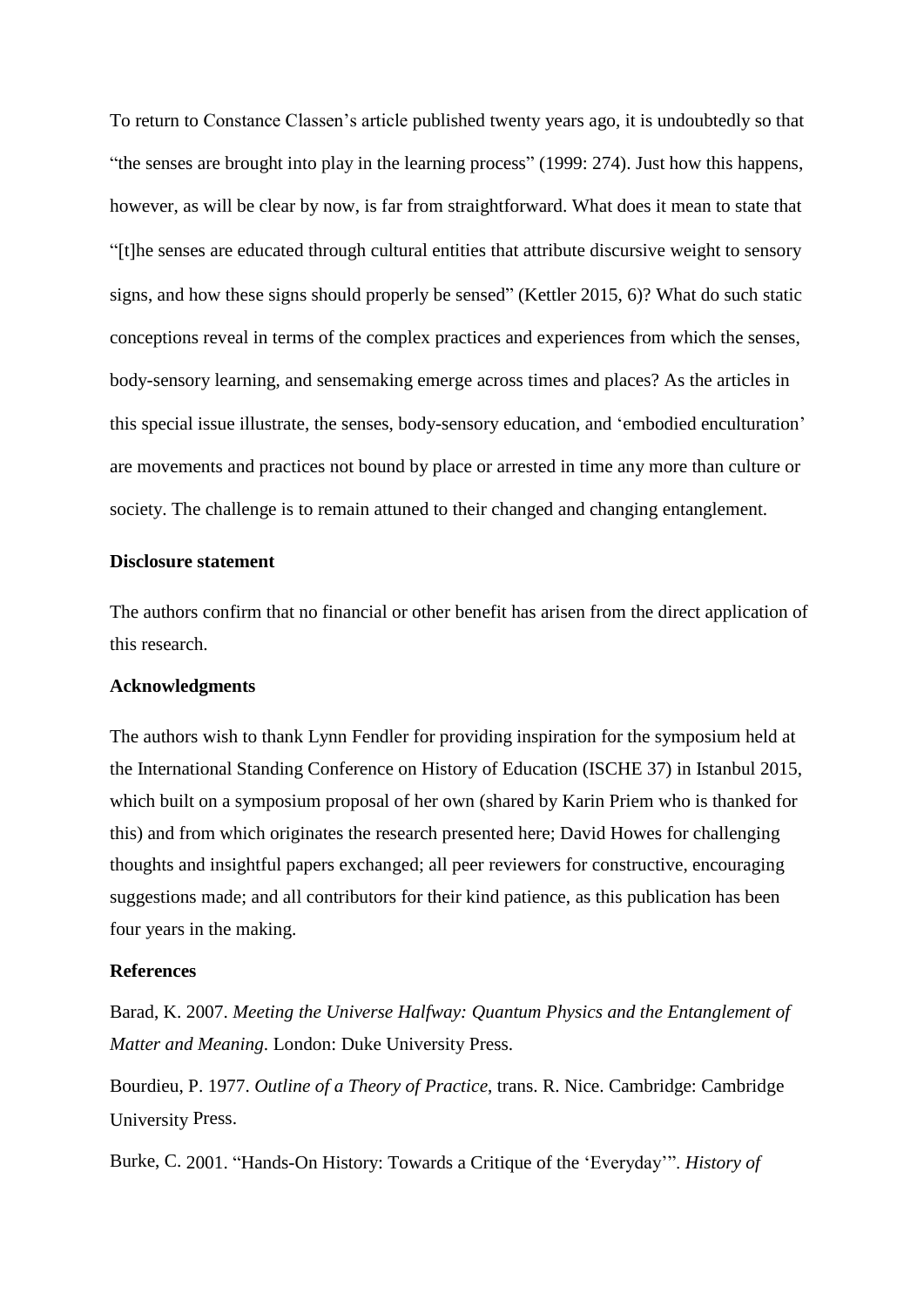To return to Constance Classen's article published twenty years ago, it is undoubtedly so that "the senses are brought into play in the learning process" (1999: 274). Just how this happens, however, as will be clear by now, is far from straightforward. What does it mean to state that "[t]he senses are educated through cultural entities that attribute discursive weight to sensory signs, and how these signs should properly be sensed" (Kettler 2015, 6)? What do such static conceptions reveal in terms of the complex practices and experiences from which the senses, body-sensory learning, and sensemaking emerge across times and places? As the articles in this special issue illustrate, the senses, body-sensory education, and 'embodied enculturation' are movements and practices not bound by place or arrested in time any more than culture or society. The challenge is to remain attuned to their changed and changing entanglement.

**Disclosure statement**

The authors confirm that no financial or other benefit has arisen from the direct application of this research.

**Acknowledgments**

The authors wish to thank Lynn Fendler for providing inspiration for the symposium held at the International Standing Conference on History of Education (ISCHE 37) in Istanbul 2015, which built on a symposium proposal of her own (shared by Karin Priem who is thanked for this) and from which originates the research presented here; David Howes for challenging thoughts and insightful papers exchanged; all peer reviewers for constructive, encouraging suggestions made; and all contributors for their kind patience, as this publication has been four years in the making.

**References**

Barad, K. 2007. *Meeting the Universe Halfway: Quantum Physics and the Entanglement of Matter and Meaning.* London: Duke University Press.

Bourdieu, P. 1977. *Outline of a Theory of Practice*, trans. R. Nice. Cambridge: Cambridge University Press.

Burke, C. 2001. "Hands-On History: Towards a Critique of the 'Everyday'". *History of*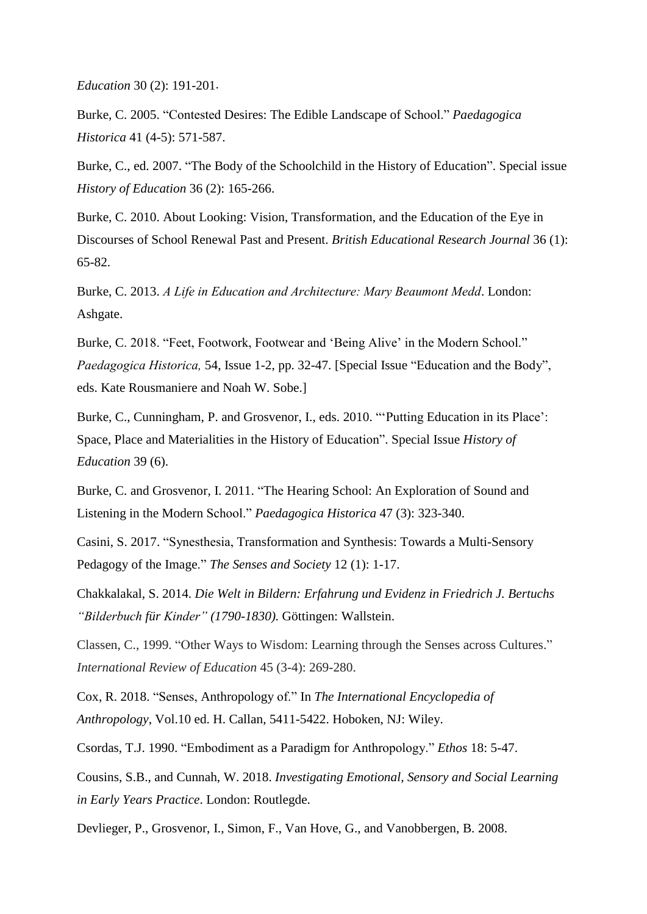*Education* 30 (2): 191-201.

Burke, C. 2005. “Contested Desires: The Edible Landscape of School.” *Paedagogica Historica* 41 (4-5): 571-587.

Burke, C., ed. 2007. “The Body of the Schoolchild in the History of Education”. Special issue *History of Education* 36 (2): 165-266.

Burke, C. 2010. About Looking: Vision, Transformation, and the Education of the Eye in Discourses of School Renewal Past and Present. *British Educational Research Journal* 36 (1): 65-82.

Burke, C. 2013. *A Life in Education and Architecture: Mary Beaumont Medd*. London: Ashgate.

Burke, C. 2018. “Feet, Footwork, Footwear and ‘Being Alive’ in the Modern School.” *Paedagogica Historica,* 54, Issue 1-2, pp. 32-47. [Special Issue “Education and the Body”, eds. Kate Rousmaniere and Noah W. Sobe.]

Burke, C., Cunningham, P. and Grosvenor, I., eds. 2010. “‘Putting Education in its Place’: Space, Place and Materialities in the History of Education”. Special Issue *History of Education* 39 (6).

Burke, C. and Grosvenor, I. 2011. “The Hearing School: An Exploration of Sound and Listening in the Modern School.” *Paedagogica Historica* 47 (3): 323-340.

Casini, S. 2017. “Synesthesia, Transformation and Synthesis: Towards a Multi-Sensory Pedagogy of the Image.” *The Senses and Society* 12 (1): 1-17.

Chakkalakal, S. 2014. *Die Welt in Bildern: Erfahrung und Evidenz in Friedrich J. Bertuchs “Bilderbuch für Kinder” (1790-1830).* Göttingen: Wallstein.

Classen, C., 1999. “Other Ways to Wisdom: Learning through the Senses across Cultures.” *International Review of Education* 45 (3-4): 269-280.

Cox, R. 2018. “Senses, Anthropology of.” In *The International Encyclopedia of Anthropology*, Vol.10 ed. H. Callan, 5411-5422. Hoboken, NJ: Wiley.

Csordas, T.J. 1990. “Embodiment as a Paradigm for Anthropology.” *Ethos* 18: 5-47.

Cousins, S.B., and Cunnah, W. 2018. *Investigating Emotional, Sensory and Social Learning in Early Years Practice*. London: Routlegde.

Devlieger, P., Grosvenor, I., Simon, F., Van Hove, G., and Vanobbergen, B. 2008.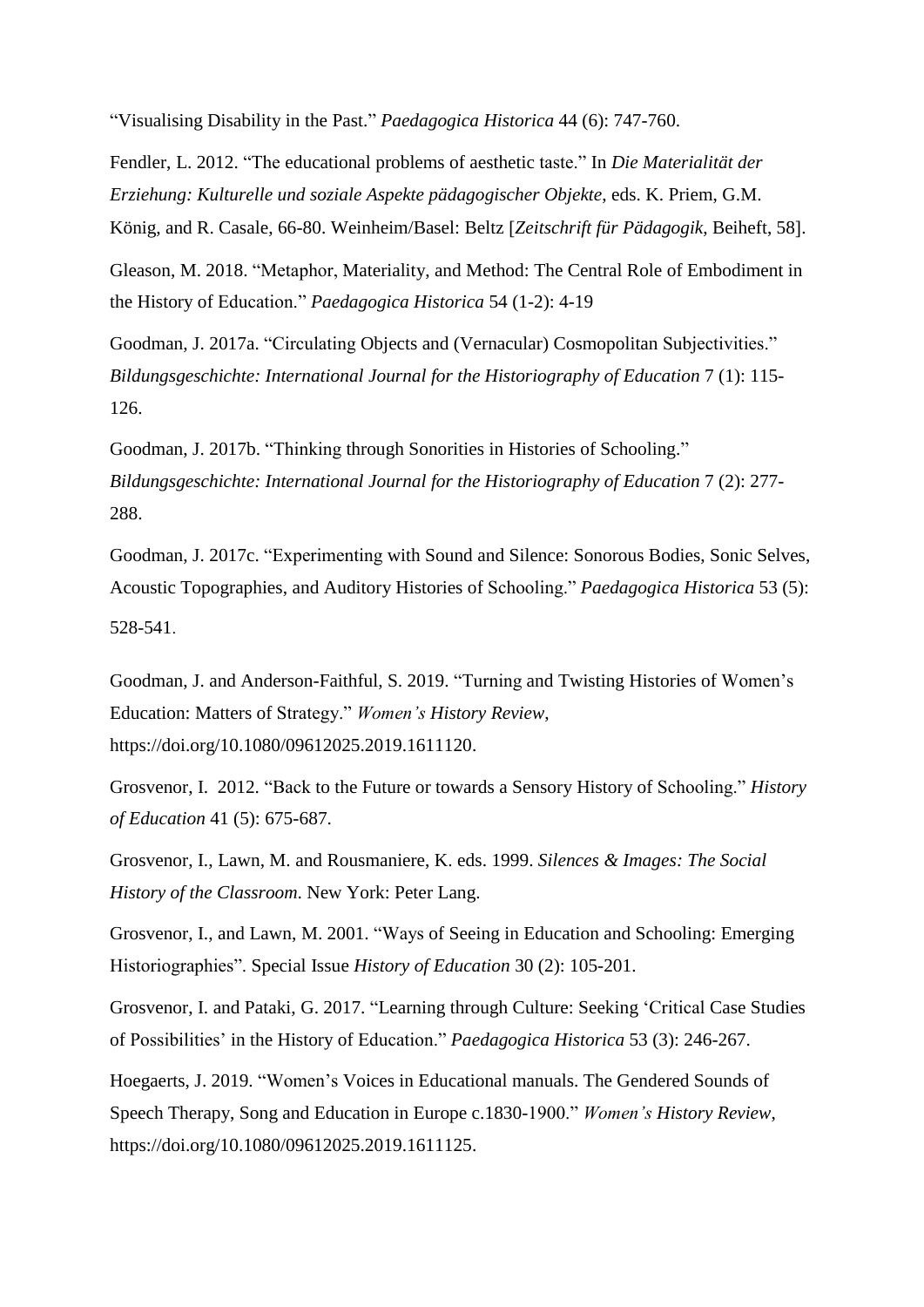“Visualising Disability in the Past.” *Paedagogica Historica* 44 (6): 747-760.

Fendler, L. 2012. “The educational problems of aesthetic taste.” In *Die Materialität der Erziehung: Kulturelle und soziale Aspekte pädagogischer Objekte*, eds. K. Priem, G.M. König, and R. Casale, 66-80. Weinheim/Basel: Beltz [*Zeitschrift für Pädagogik*, Beiheft, 58].

Gleason, M. 2018. “Metaphor, Materiality, and Method: The Central Role of Embodiment in the History of Education.” *Paedagogica Historica* 54 (1-2): 4-19

Goodman, J. 2017a. “Circulating Objects and (Vernacular) Cosmopolitan Subjectivities.” *Bildungsgeschichte: International Journal for the Historiography of Education* 7 (1): 115-126.

Goodman, J. 2017b. “Thinking through Sonorities in Histories of Schooling.” *Bildungsgeschichte: International Journal for the Historiography of Education* 7 (2): 277-288.

Goodman, J. 2017c. “Experimenting with Sound and Silence: Sonorous Bodies, Sonic Selves, Acoustic Topographies, and Auditory Histories of Schooling.” *Paedagogica Historica* 53 (5): 528-541.

Goodman, J. and Anderson-Faithful, S. 2019. “Turning and Twisting Histories of Women’s Education: Matters of Strategy.” *Women’s History Review*, https://doi.org/10.1080/09612025.2019.1611120.

Grosvenor, I. 2012. “Back to the Future or towards a Sensory History of Schooling.” *History of Education* 41 (5): 675-687.

Grosvenor, I., Lawn, M. and Rousmaniere, K. eds. 1999. *Silences & Images: The Social History of the Classroom*. New York: Peter Lang.

Grosvenor, I., and Lawn, M. 2001. “Ways of Seeing in Education and Schooling: Emerging Historiographies”. Special Issue *History of Education* 30 (2): 105-201.

Grosvenor, I. and Pataki, G. 2017. “Learning through Culture: Seeking ‘Critical Case Studies of Possibilities’ in the History of Education.” *Paedagogica Historica* 53 (3): 246-267.

Hoegaerts, J. 2019. “Women’s Voices in Educational manuals. The Gendered Sounds of Speech Therapy, Song and Education in Europe c.1830-1900.” *Women’s History Review*, https://doi.org/10.1080/09612025.2019.1611125.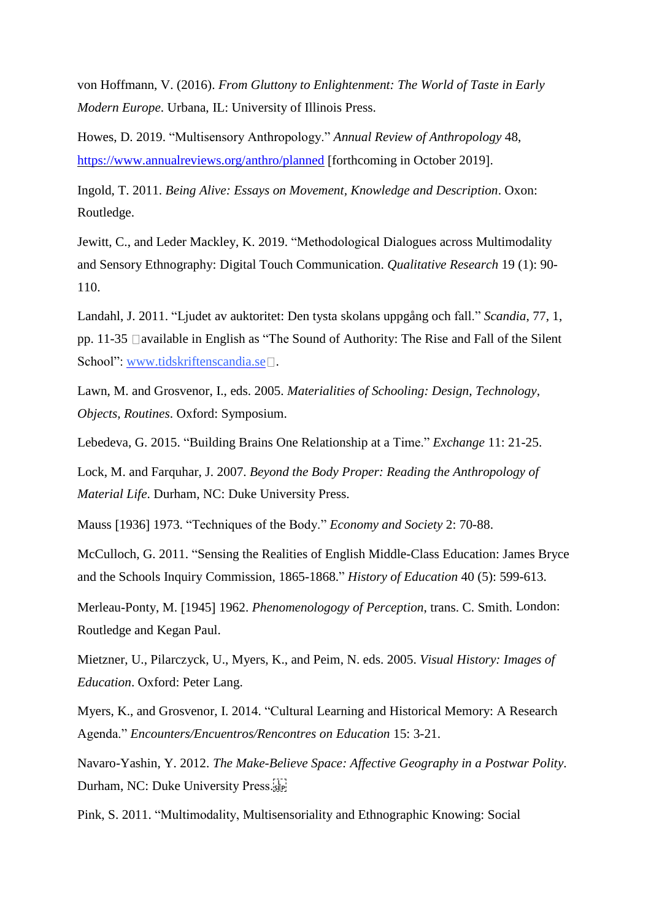von Hoffmann, V. (2016). *From Gluttony to Enlightenment: The World of Taste in Early Modern Europe*. Urbana, IL: University of Illinois Press.

Howes, D. 2019. "Multisensory Anthropology." *Annual Review of Anthropology* 48, https://www.annualreviews.org/anthro/planned [forthcoming in October 2019].

Ingold, T. 2011. *Being Alive: Essays on Movement, Knowledge and Description*. Oxon: Routledge.

Jewitt, C., and Leder Mackley, K. 2019. "Methodological Dialogues across Multimodality and Sensory Ethnography: Digital Touch Communication. *Qualitative Research* 19 (1): 90-110.

Landahl, J. 2011. "Ljudet av auktoritet: Den tysta skolans uppgång och fall." *Scandia*, 77, 1, pp. 11-35 available in English as "The Sound of Authority: The Rise and Fall of the Silent School": www.tidskriftenscandia.se.

Lawn, M. and Grosvenor, I., eds. 2005. *Materialities of Schooling: Design, Technology, Objects, Routines*. Oxford: Symposium.

Lebedeva, G. 2015. "Building Brains One Relationship at a Time." *Exchange* 11: 21-25.

Lock, M. and Farquhar, J. 2007. *Beyond the Body Proper: Reading the Anthropology of Material Life*. Durham, NC: Duke University Press.

Mauss [1936] 1973. "Techniques of the Body." *Economy and Society* 2: 70-88.

McCulloch, G. 2011. "Sensing the Realities of English Middle-Class Education: James Bryce and the Schools Inquiry Commission, 1865-1868." *History of Education* 40 (5): 599-613.

Merleau-Ponty, M. [1945] 1962. *Phenomenology of Perception*, trans. C. Smith. London: Routledge and Kegan Paul.

Mietzner, U., Pilarczyck, U., Myers, K., and Peim, N. eds. 2005. *Visual History: Images of Education*. Oxford: Peter Lang.

Myers, K., and Grosvenor, I. 2014. "Cultural Learning and Historical Memory: A Research Agenda." *Encounters/Encuentros/Rencontres on Education* 15: 3-21.

Navaro-Yashin, Y. 2012. *The Make-Believe Space: Affective Geography in a Postwar Polity*. Durham, NC: Duke University Press.

Pink, S. 2011. "Multimodality, Multisensoriality and Ethnographic Knowing: Social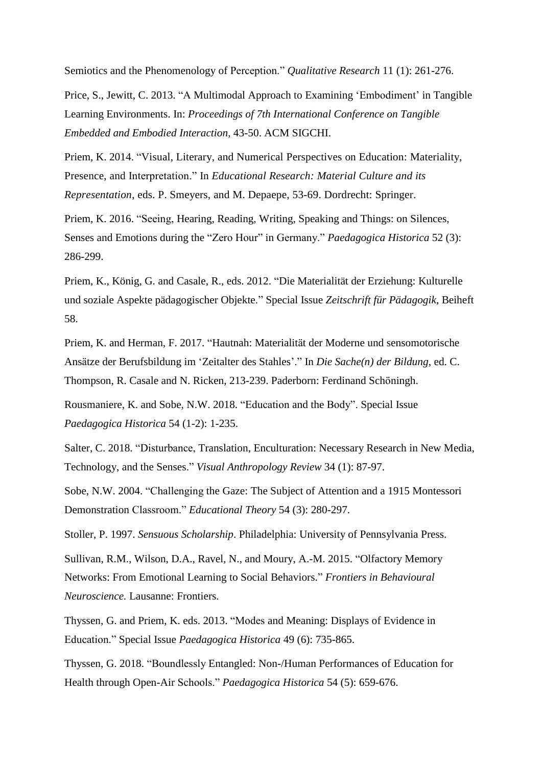Semiotics and the Phenomenology of Perception." *Qualitative Research* 11 (1): 261-276.

Price, S., Jewitt, C. 2013. "A Multimodal Approach to Examining 'Embodiment' in Tangible Learning Environments. In: *Proceedings of 7th International Conference on Tangible Embedded and Embodied Interaction*, 43-50. ACM SIGCHI.

Priem, K. 2014. "Visual, Literary, and Numerical Perspectives on Education: Materiality, Presence, and Interpretation." In *Educational Research: Material Culture and its Representation*, eds. P. Smeyers, and M. Depaepe, 53-69. Dordrecht: Springer.

Priem, K. 2016. "Seeing, Hearing, Reading, Writing, Speaking and Things: on Silences, Senses and Emotions during the "Zero Hour" in Germany." *Paedagogica Historica* 52 (3): 286-299.

Priem, K., König, G. and Casale, R., eds. 2012. "Die Materialität der Erziehung: Kulturelle und soziale Aspekte pädagogischer Objekte." Special Issue *Zeitschrift für Pädagogik*, Beiheft 58.

Priem, K. and Herman, F. 2017. "Hautnah: Materialität der Moderne und sensomotorische Ansätze der Berufsbildung im 'Zeitalter des Stahles'." In *Die Sache(n) der Bildung*, ed. C. Thompson, R. Casale and N. Ricken, 213-239. Paderborn: Ferdinand Schöningh.

Rousmaniere, K. and Sobe, N.W. 2018. "Education and the Body". Special Issue *Paedagogica Historica* 54 (1-2): 1-235.

Salter, C. 2018. "Disturbance, Translation, Enculturation: Necessary Research in New Media, Technology, and the Senses." *Visual Anthropology Review* 34 (1): 87-97.

Sobe, N.W. 2004. "Challenging the Gaze: The Subject of Attention and a 1915 Montessori Demonstration Classroom." *Educational Theory* 54 (3): 280-297.

Stoller, P. 1997. *Sensuous Scholarship*. Philadelphia: University of Pennsylvania Press.

Sullivan, R.M., Wilson, D.A., Ravel, N., and Moury, A.-M. 2015. "Olfactory Memory Networks: From Emotional Learning to Social Behaviors." *Frontiers in Behavioural Neuroscience.* Lausanne: Frontiers.

Thyssen, G. and Priem, K. eds. 2013. "Modes and Meaning: Displays of Evidence in Education." Special Issue *Paedagogica Historica* 49 (6): 735-865.

Thyssen, G. 2018. "Boundlessly Entangled: Non-/Human Performances of Education for Health through Open-Air Schools." *Paedagogica Historica* 54 (5): 659-676.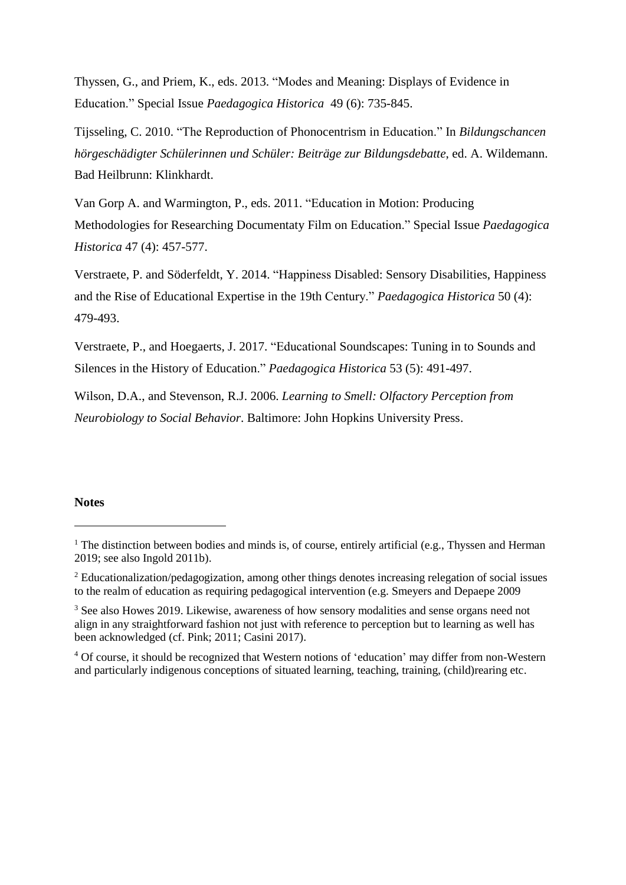Thyssen, G., and Priem, K., eds. 2013. "Modes and Meaning: Displays of Evidence in Education." Special Issue *Paedagogica Historica* 49 (6): 735-845.

Tijsseling, C. 2010. "The Reproduction of Phonocentrism in Education." In *Bildungschancen hörgeschädigter Schülerinnen und Schüler: Beiträge zur Bildungsdebatte*, ed. A. Wildemann. Bad Heilbrunn: Klinkhardt.

Van Gorp A. and Warmington, P., eds. 2011. "Education in Motion: Producing Methodologies for Researching Documentaty Film on Education." Special Issue *Paedagogica Historica* 47 (4): 457-577.

Verstraete, P. and Söderfeldt, Y. 2014. "Happiness Disabled: Sensory Disabilities, Happiness and the Rise of Educational Expertise in the 19th Century." *Paedagogica Historica* 50 (4): 479-493.

Verstraete, P., and Hoegaerts, J. 2017. "Educational Soundscapes: Tuning in to Sounds and Silences in the History of Education." *Paedagogica Historica* 53 (5): 491-497.

Wilson, D.A., and Stevenson, R.J. 2006. *Learning to Smell: Olfactory Perception from Neurobiology to Social Behavior*. Baltimore: John Hopkins University Press.

**Notes**

[1] The distinction between bodies and minds is, of course, entirely artificial (e.g., Thyssen and Herman 2019; see also Ingold 2011b).

[2] Educationalization/pedagogization, among other things denotes increasing relegation of social issues to the realm of education as requiring pedagogical intervention (e.g. Smeyers and Depaepe 2009

[3] See also Howes 2019. Likewise, awareness of how sensory modalities and sense organs need not align in any straightforward fashion not just with reference to perception but to learning as well has been acknowledged (cf. Pink; 2011; Casini 2017).

[4] Of course, it should be recognized that Western notions of 'education' may differ from non-Western and particularly indigenous conceptions of situated learning, teaching, training, (child)rearing etc.